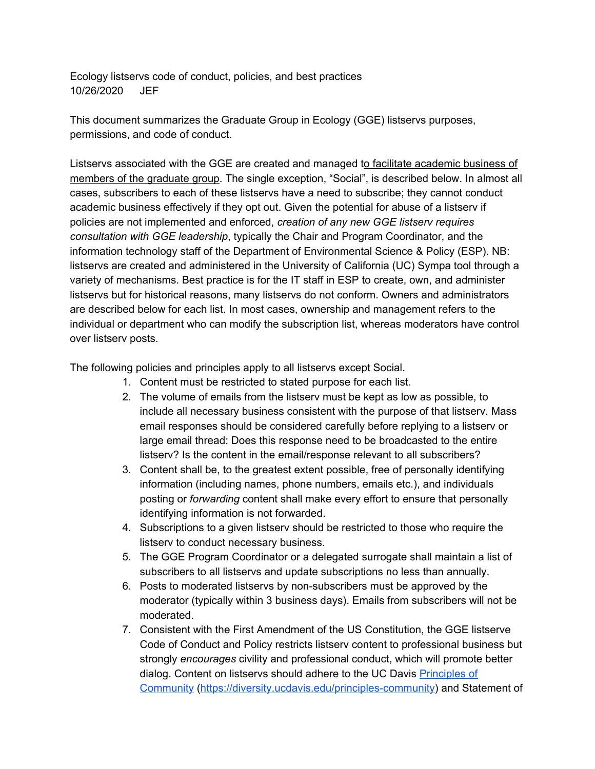Ecology listservs code of conduct, policies, and best practices
10/26/2020 JEF

This document summarizes the Graduate Group in Ecology (GGE) listservs purposes, permissions, and code of conduct.

Listservs associated with the GGE are created and managed to facilitate academic business of members of the graduate group. The single exception, "Social", is described below. In almost all cases, subscribers to each of these listservs have a need to subscribe; they cannot conduct academic business effectively if they opt out. Given the potential for abuse of a listserv if policies are not implemented and enforced, *creation of any new GGE listserv requires consultation with GGE leadership*, typically the Chair and Program Coordinator, and the information technology staff of the Department of Environmental Science & Policy (ESP). NB: listservs are created and administered in the University of California (UC) Sympa tool through a variety of mechanisms. Best practice is for the IT staff in ESP to create, own, and administer listservs but for historical reasons, many listservs do not conform. Owners and administrators are described below for each list. In most cases, ownership and management refers to the individual or department who can modify the subscription list, whereas moderators have control over listserv posts.

The following policies and principles apply to all listservs except Social.

1. Content must be restricted to stated purpose for each list.
2. The volume of emails from the listserv must be kept as low as possible, to include all necessary business consistent with the purpose of that listserv. Mass email responses should be considered carefully before replying to a listserv or large email thread: Does this response need to be broadcasted to the entire listserv? Is the content in the email/response relevant to all subscribers?
3. Content shall be, to the greatest extent possible, free of personally identifying information (including names, phone numbers, emails etc.), and individuals posting or *forwarding* content shall make every effort to ensure that personally identifying information is not forwarded.
4. Subscriptions to a given listserv should be restricted to those who require the listserv to conduct necessary business.
5. The GGE Program Coordinator or a delegated surrogate shall maintain a list of subscribers to all listservs and update subscriptions no less than annually.
6. Posts to moderated listservs by non-subscribers must be approved by the moderator (typically within 3 business days). Emails from subscribers will not be moderated.
7. Consistent with the First Amendment of the US Constitution, the GGE listserve Code of Conduct and Policy restricts listserv content to professional business but strongly *encourages* civility and professional conduct, which will promote better dialog. Content on listservs should adhere to the UC Davis [Principles of Community](https://diversity.ucdavis.edu/principles-community) (https://diversity.ucdavis.edu/principles-community) and Statement of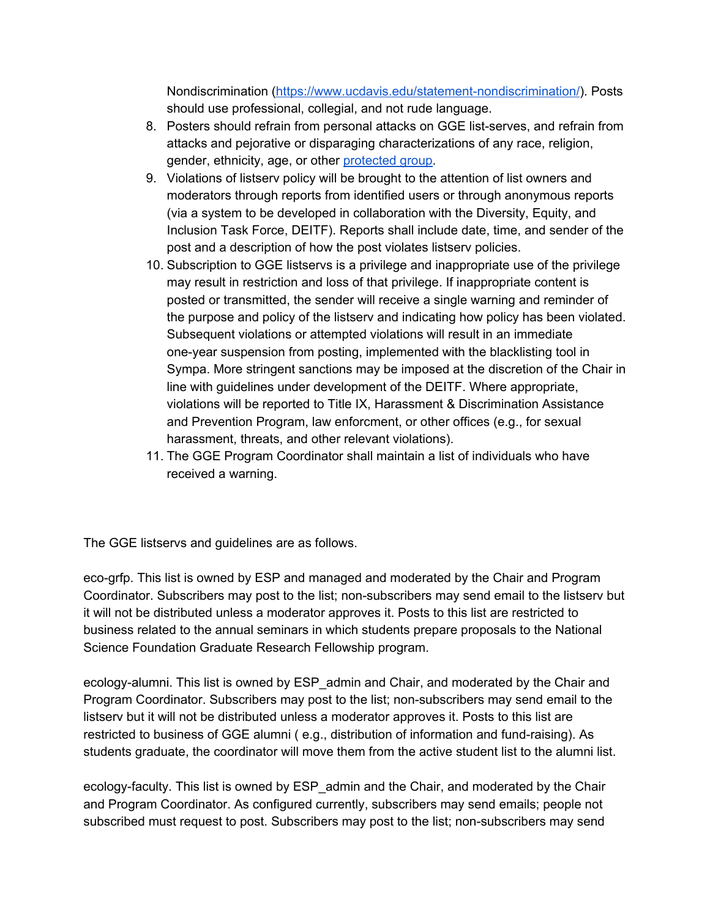Nondiscrimination (https://www.ucdavis.edu/statement-nondiscrimination/). Posts should use professional, collegial, and not rude language.

8. Posters should refrain from personal attacks on GGE list-serves, and refrain from attacks and pejorative or disparaging characterizations of any race, religion, gender, ethnicity, age, or other protected group.
9. Violations of listserv policy will be brought to the attention of list owners and moderators through reports from identified users or through anonymous reports (via a system to be developed in collaboration with the Diversity, Equity, and Inclusion Task Force, DEITF). Reports shall include date, time, and sender of the post and a description of how the post violates listserv policies.
10. Subscription to GGE listservs is a privilege and inappropriate use of the privilege may result in restriction and loss of that privilege. If inappropriate content is posted or transmitted, the sender will receive a single warning and reminder of the purpose and policy of the listserv and indicating how policy has been violated. Subsequent violations or attempted violations will result in an immediate one-year suspension from posting, implemented with the blacklisting tool in Sympa. More stringent sanctions may be imposed at the discretion of the Chair in line with guidelines under development of the DEITF. Where appropriate, violations will be reported to Title IX, Harassment & Discrimination Assistance and Prevention Program, law enforcment, or other offices (e.g., for sexual harassment, threats, and other relevant violations).
11. The GGE Program Coordinator shall maintain a list of individuals who have received a warning.

The GGE listservs and guidelines are as follows.

eco-grfp. This list is owned by ESP and managed and moderated by the Chair and Program Coordinator. Subscribers may post to the list; non-subscribers may send email to the listserv but it will not be distributed unless a moderator approves it. Posts to this list are restricted to business related to the annual seminars in which students prepare proposals to the National Science Foundation Graduate Research Fellowship program.

ecology-alumni. This list is owned by ESP_admin and Chair, and moderated by the Chair and Program Coordinator. Subscribers may post to the list; non-subscribers may send email to the listserv but it will not be distributed unless a moderator approves it. Posts to this list are restricted to business of GGE alumni ( e.g., distribution of information and fund-raising). As students graduate, the coordinator will move them from the active student list to the alumni list.

ecology-faculty. This list is owned by ESP_admin and the Chair, and moderated by the Chair and Program Coordinator. As configured currently, subscribers may send emails; people not subscribed must request to post. Subscribers may post to the list; non-subscribers may send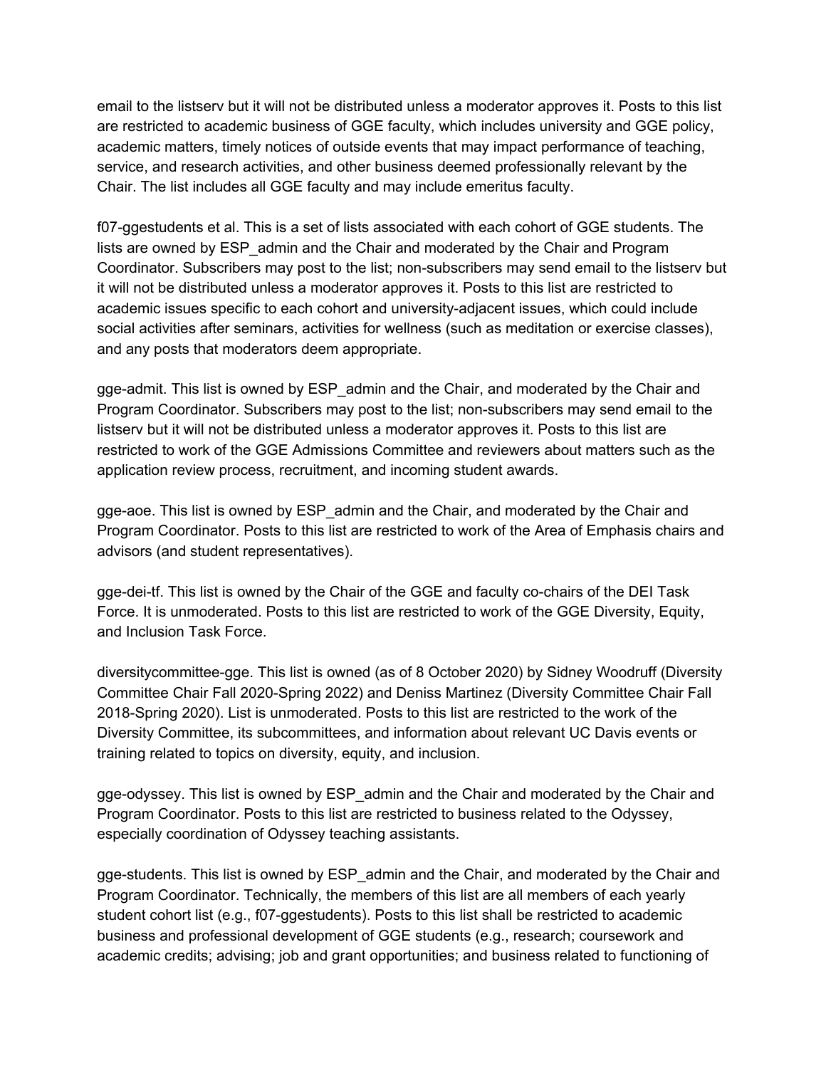email to the listserv but it will not be distributed unless a moderator approves it. Posts to this list are restricted to academic business of GGE faculty, which includes university and GGE policy, academic matters, timely notices of outside events that may impact performance of teaching, service, and research activities, and other business deemed professionally relevant by the Chair. The list includes all GGE faculty and may include emeritus faculty.

f07-ggestudents et al. This is a set of lists associated with each cohort of GGE students. The lists are owned by ESP_admin and the Chair and moderated by the Chair and Program Coordinator. Subscribers may post to the list; non-subscribers may send email to the listserv but it will not be distributed unless a moderator approves it. Posts to this list are restricted to academic issues specific to each cohort and university-adjacent issues, which could include social activities after seminars, activities for wellness (such as meditation or exercise classes), and any posts that moderators deem appropriate.

gge-admit. This list is owned by ESP_admin and the Chair, and moderated by the Chair and Program Coordinator. Subscribers may post to the list; non-subscribers may send email to the listserv but it will not be distributed unless a moderator approves it. Posts to this list are restricted to work of the GGE Admissions Committee and reviewers about matters such as the application review process, recruitment, and incoming student awards.

gge-aoe. This list is owned by ESP_admin and the Chair, and moderated by the Chair and Program Coordinator. Posts to this list are restricted to work of the Area of Emphasis chairs and advisors (and student representatives).

gge-dei-tf. This list is owned by the Chair of the GGE and faculty co-chairs of the DEI Task Force. It is unmoderated. Posts to this list are restricted to work of the GGE Diversity, Equity, and Inclusion Task Force.

diversitycommittee-gge. This list is owned (as of 8 October 2020) by Sidney Woodruff (Diversity Committee Chair Fall 2020-Spring 2022) and Deniss Martinez (Diversity Committee Chair Fall 2018-Spring 2020). List is unmoderated. Posts to this list are restricted to the work of the Diversity Committee, its subcommittees, and information about relevant UC Davis events or training related to topics on diversity, equity, and inclusion.

gge-odyssey. This list is owned by ESP_admin and the Chair and moderated by the Chair and Program Coordinator. Posts to this list are restricted to business related to the Odyssey, especially coordination of Odyssey teaching assistants.

gge-students. This list is owned by ESP_admin and the Chair, and moderated by the Chair and Program Coordinator. Technically, the members of this list are all members of each yearly student cohort list (e.g., f07-ggestudents). Posts to this list shall be restricted to academic business and professional development of GGE students (e.g., research; coursework and academic credits; advising; job and grant opportunities; and business related to functioning of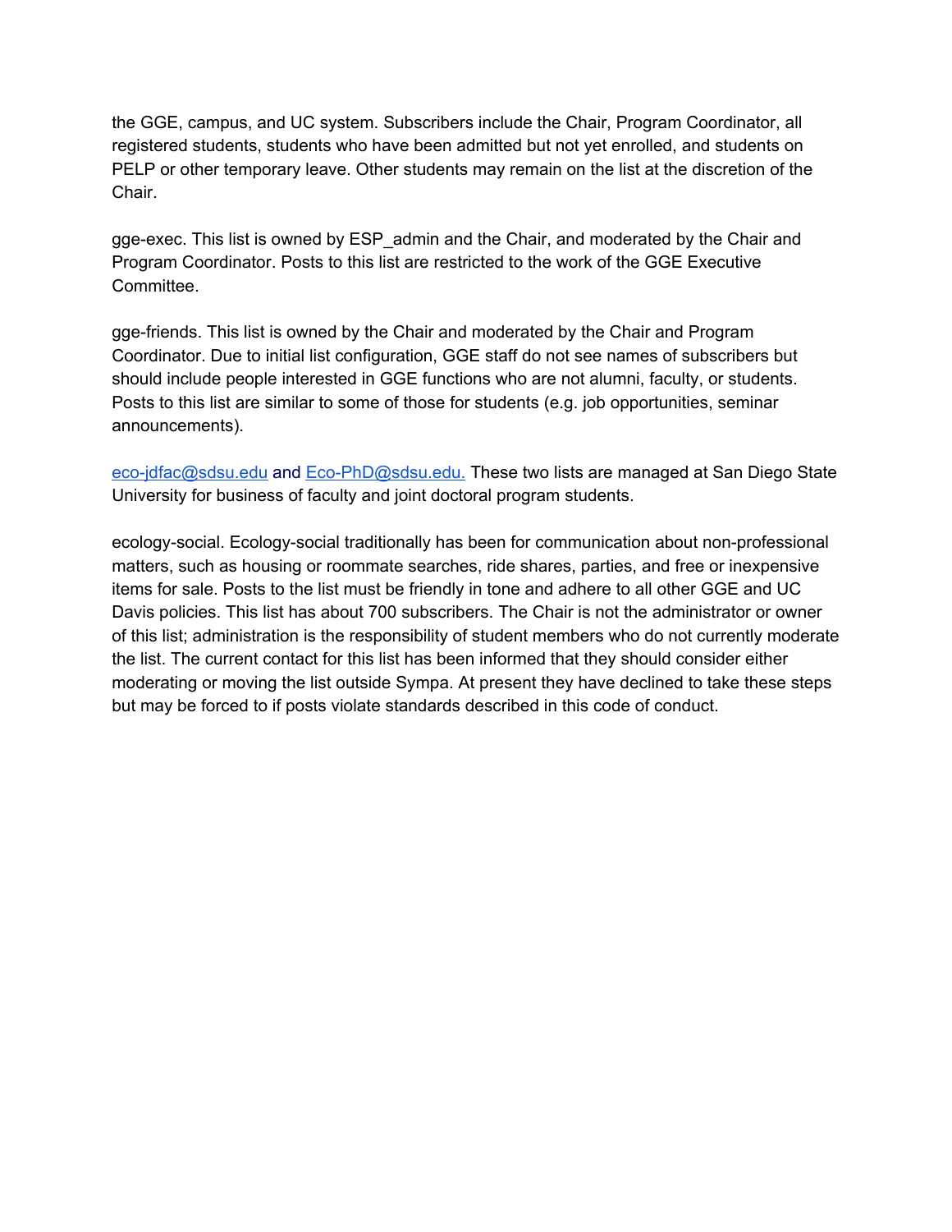the GGE, campus, and UC system. Subscribers include the Chair, Program Coordinator, all registered students, students who have been admitted but not yet enrolled, and students on PELP or other temporary leave. Other students may remain on the list at the discretion of the Chair.

gge-exec. This list is owned by ESP_admin and the Chair, and moderated by the Chair and Program Coordinator. Posts to this list are restricted to the work of the GGE Executive Committee.

gge-friends. This list is owned by the Chair and moderated by the Chair and Program Coordinator. Due to initial list configuration, GGE staff do not see names of subscribers but should include people interested in GGE functions who are not alumni, faculty, or students. Posts to this list are similar to some of those for students (e.g. job opportunities, seminar announcements).

eco-jdfac@sdsu.edu and Eco-PhD@sdsu.edu. These two lists are managed at San Diego State University for business of faculty and joint doctoral program students.

ecology-social. Ecology-social traditionally has been for communication about non-professional matters, such as housing or roommate searches, ride shares, parties, and free or inexpensive items for sale. Posts to the list must be friendly in tone and adhere to all other GGE and UC Davis policies. This list has about 700 subscribers. The Chair is not the administrator or owner of this list; administration is the responsibility of student members who do not currently moderate the list. The current contact for this list has been informed that they should consider either moderating or moving the list outside Sympa. At present they have declined to take these steps but may be forced to if posts violate standards described in this code of conduct.